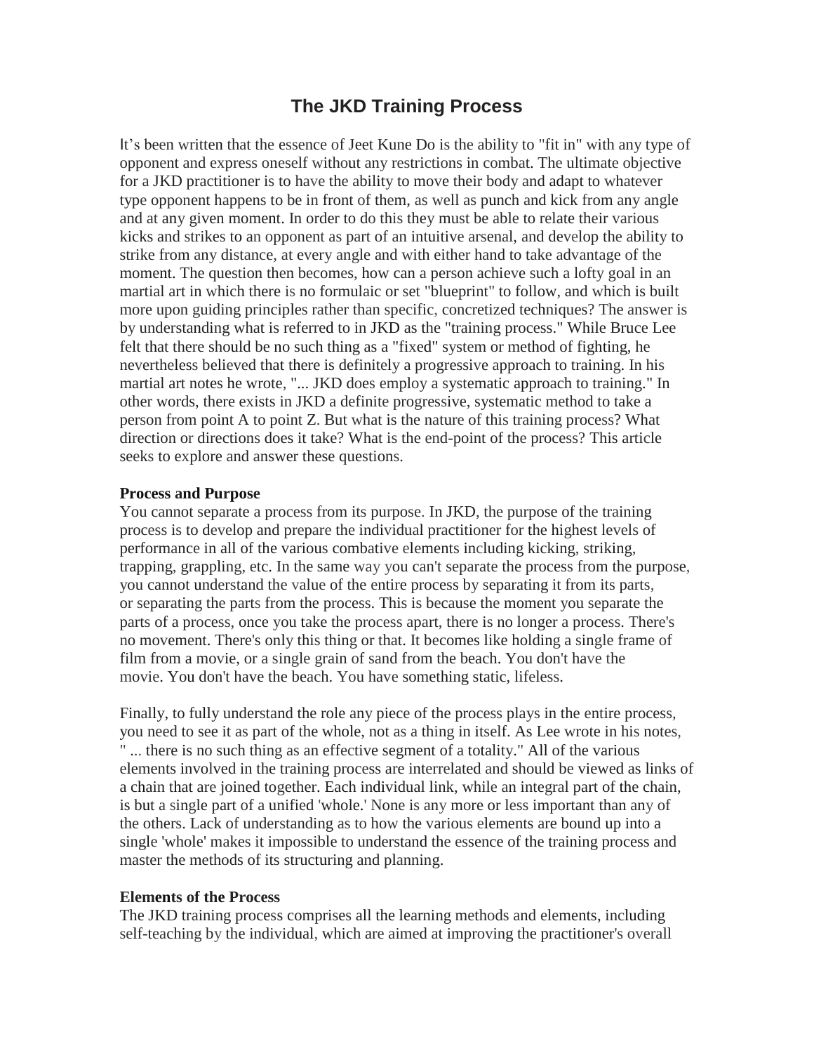# The JKD Training Process

It's been written that the essence of Jeet Kune Do is the ability to "fit in" with any type of opponent and express oneself without any restrictions in combat. The ultimate objective for a JKD practitioner is to have the ability to move their body and adapt to whatever type opponent happens to be in front of them, as well as punch and kick from any angle and at any given moment. In order to do this they must be able to relate their various kicks and strikes to an opponent as part of an intuitive arsenal, and develop the ability to strike from any distance, at every angle and with either hand to take advantage of the moment. The question then becomes, how can a person achieve such a lofty goal in an martial art in which there is no formulaic or set "blueprint" to follow, and which is built more upon guiding principles rather than specific, concretized techniques? The answer is by understanding what is referred to in JKD as the "training process." While Bruce Lee felt that there should be no such thing as a "fixed" system or method of fighting, he nevertheless believed that there is definitely a progressive approach to training. In his martial art notes he wrote, "... JKD does employ a systematic approach to training." In other words, there exists in JKD a definite progressive, systematic method to take a person from point A to point Z. But what is the nature of this training process? What direction or directions does it take? What is the end-point of the process? This article seeks to explore and answer these questions.

**Process and Purpose**

You cannot separate a process from its purpose. In JKD, the purpose of the training process is to develop and prepare the individual practitioner for the highest levels of performance in all of the various combative elements including kicking, striking, trapping, grappling, etc. In the same way you can't separate the process from the purpose, you cannot understand the value of the entire process by separating it from its parts, or separating the parts from the process. This is because the moment you separate the parts of a process, once you take the process apart, there is no longer a process. There's no movement. There's only this thing or that. It becomes like holding a single frame of film from a movie, or a single grain of sand from the beach. You don't have the movie. You don't have the beach. You have something static, lifeless.

Finally, to fully understand the role any piece of the process plays in the entire process, you need to see it as part of the whole, not as a thing in itself. As Lee wrote in his notes, " ... there is no such thing as an effective segment of a totality." All of the various elements involved in the training process are interrelated and should be viewed as links of a chain that are joined together. Each individual link, while an integral part of the chain, is but a single part of a unified 'whole.' None is any more or less important than any of the others. Lack of understanding as to how the various elements are bound up into a single 'whole' makes it impossible to understand the essence of the training process and master the methods of its structuring and planning.

**Elements of the Process**

The JKD training process comprises all the learning methods and elements, including self-teaching by the individual, which are aimed at improving the practitioner's overall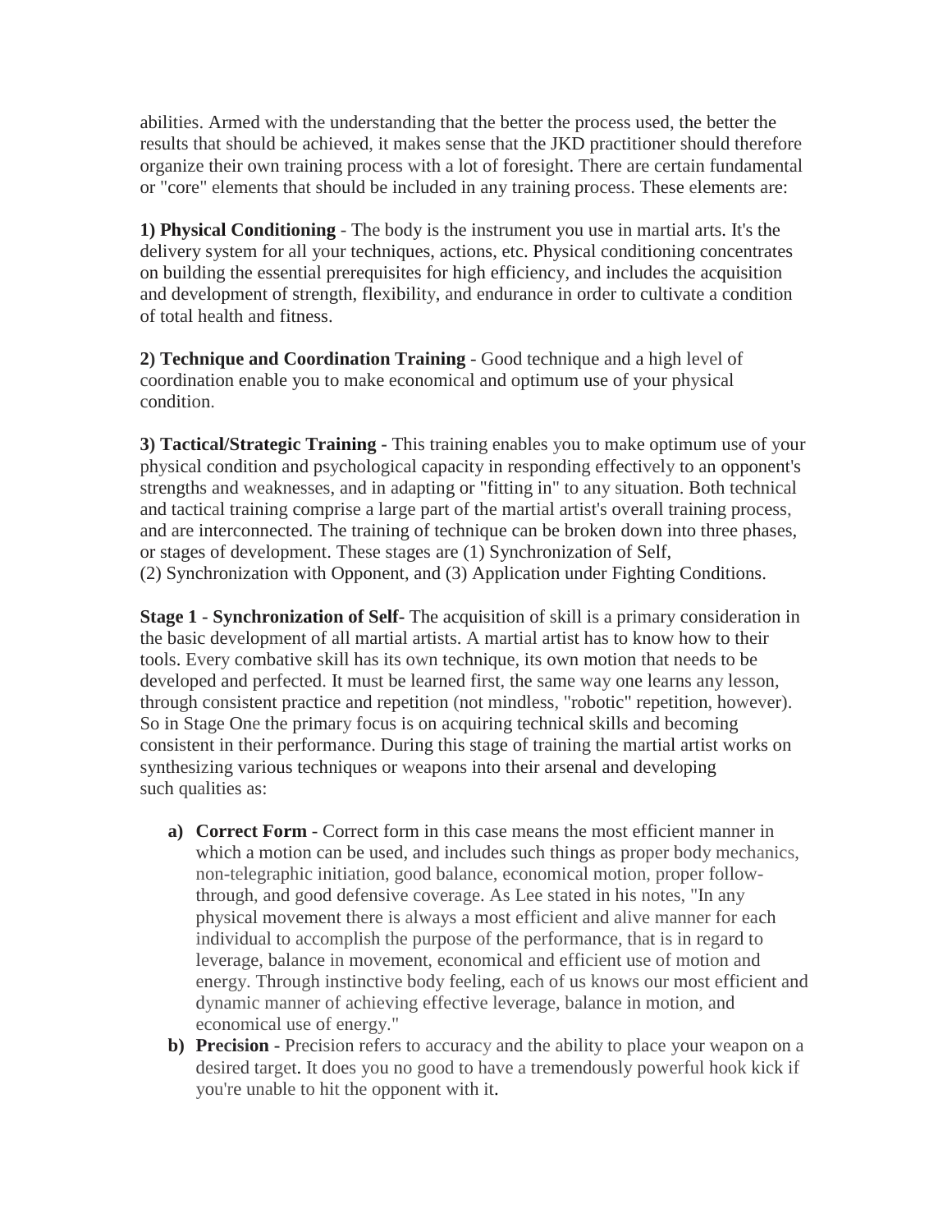abilities. Armed with the understanding that the better the process used, the better the results that should be achieved, it makes sense that the JKD practitioner should therefore organize their own training process with a lot of foresight. There are certain fundamental or "core" elements that should be included in any training process. These elements are:

**1) Physical Conditioning** - The body is the instrument you use in martial arts. It's the delivery system for all your techniques, actions, etc. Physical conditioning concentrates on building the essential prerequisites for high efficiency, and includes the acquisition and development of strength, flexibility, and endurance in order to cultivate a condition of total health and fitness.

**2) Technique and Coordination Training** - Good technique and a high level of coordination enable you to make economical and optimum use of your physical condition.

**3) Tactical/Strategic Training** - This training enables you to make optimum use of your physical condition and psychological capacity in responding effectively to an opponent's strengths and weaknesses, and in adapting or "fitting in" to any situation. Both technical and tactical training comprise a large part of the martial artist's overall training process, and are interconnected. The training of technique can be broken down into three phases, or stages of development. These stages are (1) Synchronization of Self, (2) Synchronization with Opponent, and (3) Application under Fighting Conditions.

**Stage 1** - **Synchronization of Self-** The acquisition of skill is a primary consideration in the basic development of all martial artists. A martial artist has to know how to their tools. Every combative skill has its own technique, its own motion that needs to be developed and perfected. It must be learned first, the same way one learns any lesson, through consistent practice and repetition (not mindless, "robotic" repetition, however). So in Stage One the primary focus is on acquiring technical skills and becoming consistent in their performance. During this stage of training the martial artist works on synthesizing various techniques or weapons into their arsenal and developing such qualities as:

a) **Correct Form** - Correct form in this case means the most efficient manner in which a motion can be used, and includes such things as proper body mechanics, non-telegraphic initiation, good balance, economical motion, proper follow-through, and good defensive coverage. As Lee stated in his notes, "In any physical movement there is always a most efficient and alive manner for each individual to accomplish the purpose of the performance, that is in regard to leverage, balance in movement, economical and efficient use of motion and energy. Through instinctive body feeling, each of us knows our most efficient and dynamic manner of achieving effective leverage, balance in motion, and economical use of energy."

b) **Precision** - Precision refers to accuracy and the ability to place your weapon on a desired target. It does you no good to have a tremendously powerful hook kick if you're unable to hit the opponent with it.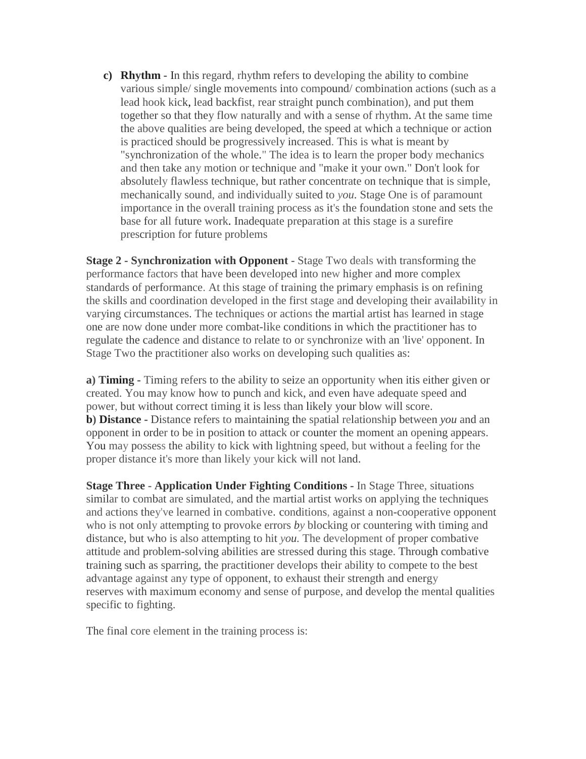c) **Rhythm -** In this regard, rhythm refers to developing the ability to combine various simple/ single movements into compound/ combination actions (such as a lead hook kick, lead backfist, rear straight punch combination), and put them together so that they flow naturally and with a sense of rhythm. At the same time the above qualities are being developed, the speed at which a technique or action is practiced should be progressively increased. This is what is meant by "synchronization of the whole." The idea is to learn the proper body mechanics and then take any motion or technique and "make it your own." Don't look for absolutely flawless technique, but rather concentrate on technique that is simple, mechanically sound, and individually suited to *you.* Stage One is of paramount importance in the overall training process as it's the foundation stone and sets the base for all future work. Inadequate preparation at this stage is a surefire prescription for future problems

**Stage 2 - Synchronization with Opponent** - Stage Two deals with transforming the performance factors that have been developed into new higher and more complex standards of performance. At this stage of training the primary emphasis is on refining the skills and coordination developed in the first stage and developing their availability in varying circumstances. The techniques or actions the martial artist has learned in stage one are now done under more combat-like conditions in which the practitioner has to regulate the cadence and distance to relate to or synchronize with an 'live' opponent. In Stage Two the practitioner also works on developing such qualities as:

**a) Timing -** Timing refers to the ability to seize an opportunity when itis either given or created. You may know how to punch and kick, and even have adequate speed and power, but without correct timing it is less than likely your blow will score.
**b) Distance -** Distance refers to maintaining the spatial relationship between *you* and an opponent in order to be in position to attack or counter the moment an opening appears. You may possess the ability to kick with lightning speed, but without a feeling for the proper distance it's more than likely your kick will not land.

**Stage Three** - **Application Under Fighting Conditions -** In Stage Three, situations similar to combat are simulated, and the martial artist works on applying the techniques and actions they've learned in combative. conditions, against a non-cooperative opponent who is not only attempting to provoke errors *by* blocking or countering with timing and distance, but who is also attempting to hit *you.* The development of proper combative attitude and problem-solving abilities are stressed during this stage. Through combative training such as sparring, the practitioner develops their ability to compete to the best advantage against any type of opponent, to exhaust their strength and energy reserves with maximum economy and sense of purpose, and develop the mental qualities specific to fighting.

The final core element in the training process is: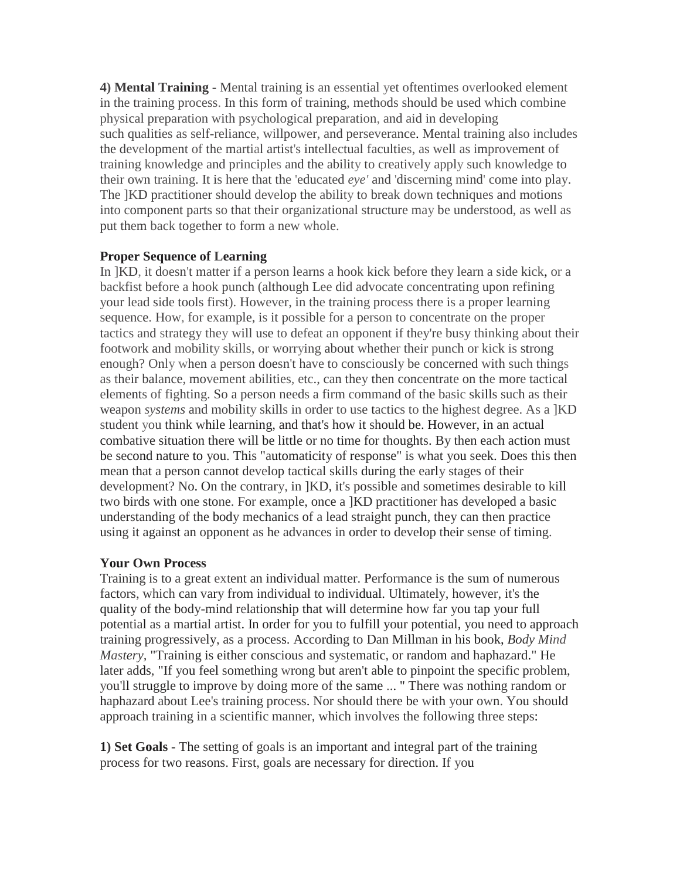**4) Mental Training -** Mental training is an essential yet oftentimes overlooked element in the training process. In this form of training, methods should be used which combine physical preparation with psychological preparation, and aid in developing such qualities as self-reliance, willpower, and perseverance. Mental training also includes the development of the martial artist's intellectual faculties, as well as improvement of training knowledge and principles and the ability to creatively apply such knowledge to their own training. It is here that the 'educated *eye'* and 'discerning mind' come into play. The ]KD practitioner should develop the ability to break down techniques and motions into component parts so that their organizational structure may be understood, as well as put them back together to form a new whole.

**Proper Sequence of Learning**

In ]KD, it doesn't matter if a person learns a hook kick before they learn a side kick, or a backfist before a hook punch (although Lee did advocate concentrating upon refining your lead side tools first). However, in the training process there is a proper learning sequence. How, for example, is it possible for a person to concentrate on the proper tactics and strategy they will use to defeat an opponent if they're busy thinking about their footwork and mobility skills, or worrying about whether their punch or kick is strong enough? Only when a person doesn't have to consciously be concerned with such things as their balance, movement abilities, etc., can they then concentrate on the more tactical elements of fighting. So a person needs a firm command of the basic skills such as their weapon *systems* and mobility skills in order to use tactics to the highest degree. As a ]KD student you think while learning, and that's how it should be. However, in an actual combative situation there will be little or no time for thoughts. By then each action must be second nature to you. This "automaticity of response" is what you seek. Does this then mean that a person cannot develop tactical skills during the early stages of their development? No. On the contrary, in ]KD, it's possible and sometimes desirable to kill two birds with one stone. For example, once a ]KD practitioner has developed a basic understanding of the body mechanics of a lead straight punch, they can then practice using it against an opponent as he advances in order to develop their sense of timing.

**Your Own Process**

Training is to a great extent an individual matter. Performance is the sum of numerous factors, which can vary from individual to individual. Ultimately, however, it's the quality of the body-mind relationship that will determine how far you tap your full potential as a martial artist. In order for you to fulfill your potential, you need to approach training progressively, as a process. According to Dan Millman in his book, *Body Mind Mastery,* "Training is either conscious and systematic, or random and haphazard." He later adds, "If you feel something wrong but aren't able to pinpoint the specific problem, you'll struggle to improve by doing more of the same ... " There was nothing random or haphazard about Lee's training process. Nor should there be with your own. You should approach training in a scientific manner, which involves the following three steps:

**1) Set Goals** - The setting of goals is an important and integral part of the training process for two reasons. First, goals are necessary for direction. If you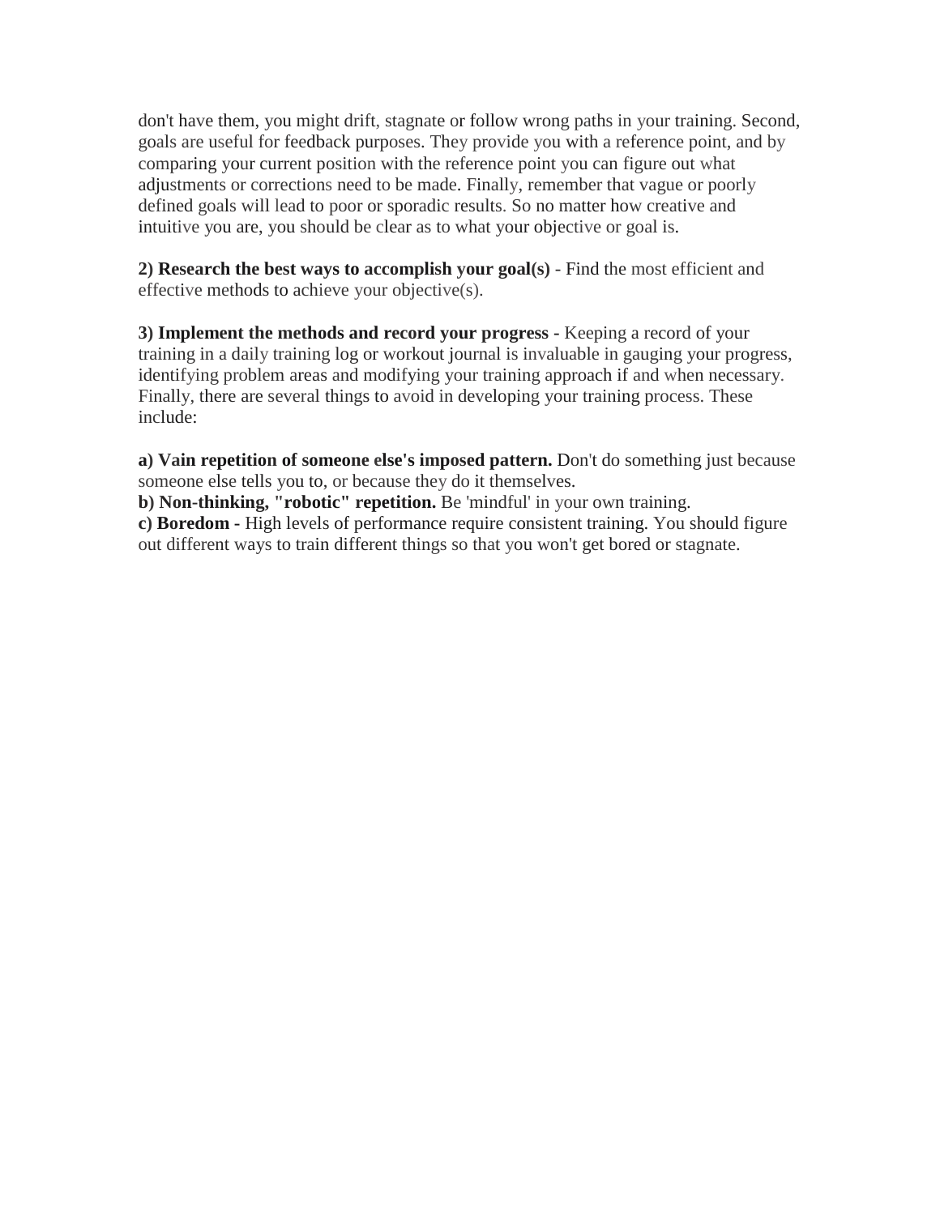don't have them, you might drift, stagnate or follow wrong paths in your training. Second, goals are useful for feedback purposes. They provide you with a reference point, and by comparing your current position with the reference point you can figure out what adjustments or corrections need to be made. Finally, remember that vague or poorly defined goals will lead to poor or sporadic results. So no matter how creative and intuitive you are, you should be clear as to what your objective or goal is.

**2) Research the best ways to accomplish your goal(s)** - Find the most efficient and effective methods to achieve your objective(s).

**3) Implement the methods and record your progress -** Keeping a record of your training in a daily training log or workout journal is invaluable in gauging your progress, identifying problem areas and modifying your training approach if and when necessary. Finally, there are several things to avoid in developing your training process. These include:

**a) Vain repetition of someone else's imposed pattern.** Don't do something just because someone else tells you to, or because they do it themselves.
**b) Non-thinking, "robotic" repetition.** Be 'mindful' in your own training.
**c) Boredom -** High levels of performance require consistent training. You should figure out different ways to train different things so that you won't get bored or stagnate.